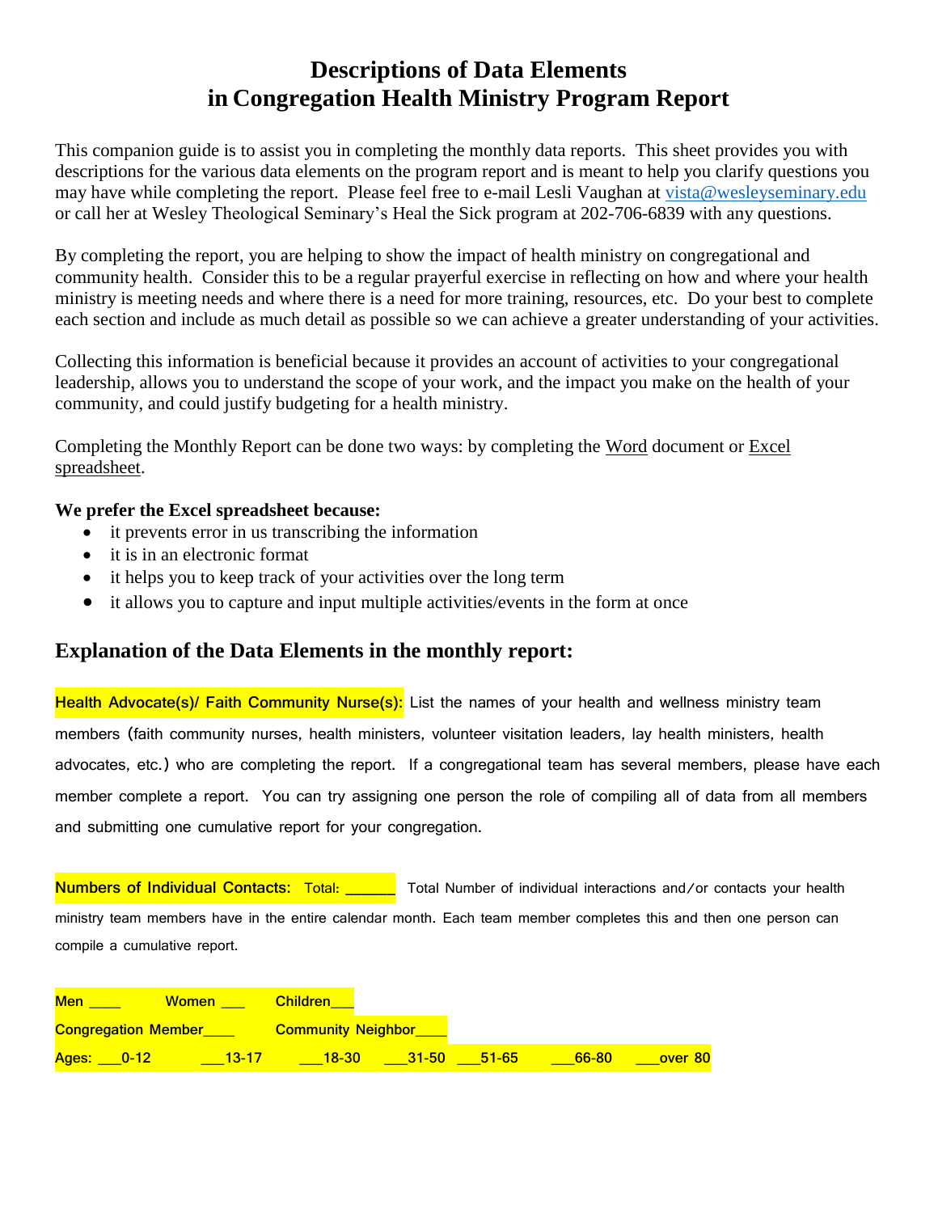# Descriptions of Data Elements in Congregation Health Ministry Program Report

This companion guide is to assist you in completing the monthly data reports. This sheet provides you with descriptions for the various data elements on the program report and is meant to help you clarify questions you may have while completing the report. Please feel free to e-mail Lesli Vaughan at vista@wesleyseminary.edu or call her at Wesley Theological Seminary's Heal the Sick program at 202-706-6839 with any questions.

By completing the report, you are helping to show the impact of health ministry on congregational and community health. Consider this to be a regular prayerful exercise in reflecting on how and where your health ministry is meeting needs and where there is a need for more training, resources, etc. Do your best to complete each section and include as much detail as possible so we can achieve a greater understanding of your activities.

Collecting this information is beneficial because it provides an account of activities to your congregational leadership, allows you to understand the scope of your work, and the impact you make on the health of your community, and could justify budgeting for a health ministry.

Completing the Monthly Report can be done two ways: by completing the Word document or Excel spreadsheet.

**We prefer the Excel spreadsheet because:**

- it prevents error in us transcribing the information
- it is in an electronic format
- it helps you to keep track of your activities over the long term
- it allows you to capture and input multiple activities/events in the form at once

## Explanation of the Data Elements in the monthly report:

**Health Advocate(s)/ Faith Community Nurse(s):** List the names of your health and wellness ministry team members (faith community nurses, health ministers, volunteer visitation leaders, lay health ministers, health advocates, etc.) who are completing the report. If a congregational team has several members, please have each member complete a report. You can try assigning one person the role of compiling all of data from all members and submitting one cumulative report for your congregation.

**Numbers of Individual Contacts:** Total: ______ Total Number of individual interactions and/or contacts your health ministry team members have in the entire calendar month. Each team member completes this and then one person can compile a cumulative report.

Men ____ Women ___ Children___

Congregation Member____ Community Neighbor____

Ages: ___0-12 ___13-17 ___18-30 ___31-50 ___51-65 ___66-80 ___over 80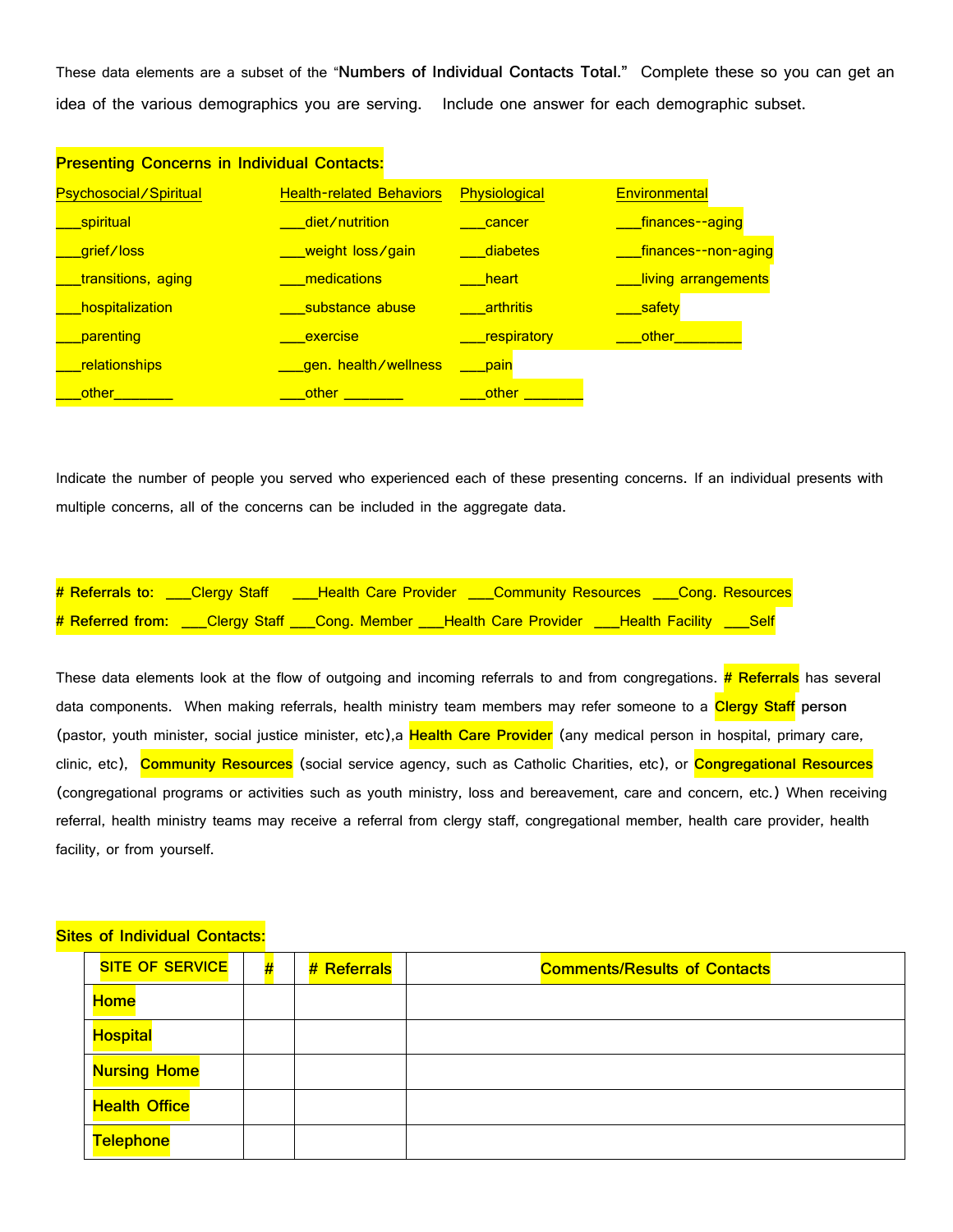These data elements are a subset of the "**Numbers of Individual Contacts Total.**" Complete these so you can get an idea of the various demographics you are serving. Include one answer for each demographic subset.

**Presenting Concerns in Individual Contacts:**

| Psychosocial/Spiritual | Health-related Behaviors | Physiological | Environmental |
|---|---|---|---|
| ___spiritual | ___diet/nutrition | ___cancer | ___finances--aging |
| ___grief/loss | ___weight loss/gain | ___diabetes | ___finances--non-aging |
| ___transitions, aging | ___medications | ___heart | ___living arrangements |
| ___hospitalization | ___substance abuse | ___arthritis | ___safety |
| ___parenting | ___exercise | ___respiratory | ___other________ |
| ___relationships | ___gen. health/wellness | ___pain | |
| ___other_______ | ___other _______ | ___other _______ | |

Indicate the number of people you served who experienced each of these presenting concerns. If an individual presents with multiple concerns, all of the concerns can be included in the aggregate data.

**# Referrals to:** ___Clergy Staff ___Health Care Provider ___Community Resources ___Cong. Resources
**# Referred from:** ___Clergy Staff ___Cong. Member ___Health Care Provider ___Health Facility ___Self

These data elements look at the flow of outgoing and incoming referrals to and from congregations. **# Referrals** has several data components. When making referrals, health ministry team members may refer someone to a **Clergy Staff person** (pastor, youth minister, social justice minister, etc),a **Health Care Provider** (any medical person in hospital, primary care, clinic, etc), **Community Resources** (social service agency, such as Catholic Charities, etc), or **Congregational Resources** (congregational programs or activities such as youth ministry, loss and bereavement, care and concern, etc.) When receiving referral, health ministry teams may receive a referral from clergy staff, congregational member, health care provider, health facility, or from yourself.

**Sites of Individual Contacts:**

| SITE OF SERVICE | # | # Referrals | Comments/Results of Contacts |
|---|---|---|---|
| **Home** | | | |
| **Hospital** | | | |
| **Nursing Home** | | | |
| **Health Office** | | | |
| **Telephone** | | | |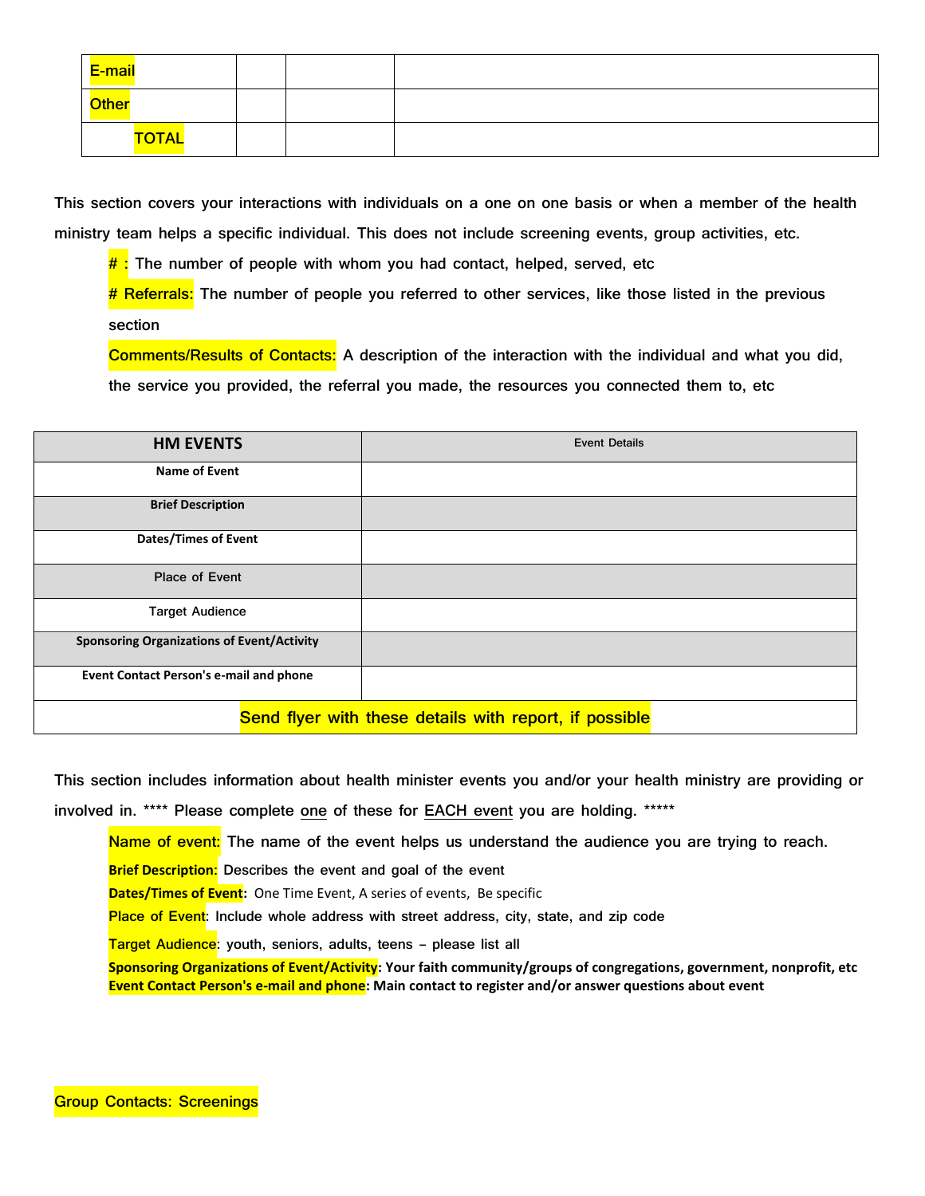| E-mail | | | |
|---|---|---|---|
| Other | | | |
| TOTAL | | | |

This section covers your interactions with individuals on a one on one basis or when a member of the health ministry team helps a specific individual. This does not include screening events, group activities, etc.

**#** : The number of people with whom you had contact, helped, served, etc

**# Referrals:** The number of people you referred to other services, like those listed in the previous section

**Comments/Results of Contacts:** A description of the interaction with the individual and what you did, the service you provided, the referral you made, the resources you connected them to, etc

| HM EVENTS | Event Details |
|---|---|
| Name of Event | |
| Brief Description | |
| Dates/Times of Event | |
| Place of Event | |
| Target Audience | |
| Sponsoring Organizations of Event/Activity | |
| Event Contact Person's e-mail and phone | |
| Send flyer with these details with report, if possible | |

This section includes information about health minister events you and/or your health ministry are providing or involved in. **** Please complete one of these for EACH event you are holding. *****

**Name of event:** The name of the event helps us understand the audience you are trying to reach.

**Brief Description:** Describes the event and goal of the event

**Dates/Times of Event:** One Time Event, A series of events, Be specific

**Place of Event**: Include whole address with street address, city, state, and zip code

**Target Audience**: youth, seniors, adults, teens – please list all

**Sponsoring Organizations of Event/Activity**: Your faith community/groups of congregations, government, nonprofit, etc

**Event Contact Person's e-mail and phone**: Main contact to register and/or answer questions about event

**Group Contacts: Screenings**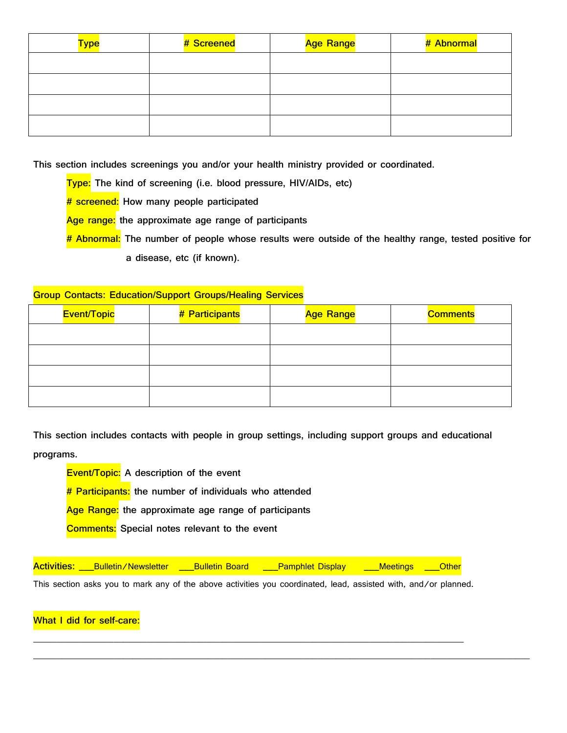| Type | # Screened | Age Range | # Abnormal |
| --- | --- | --- | --- |
| | | | |
| | | | |
| | | | |
| | | | |

This section includes screenings you and/or your health ministry provided or coordinated.

- **Type:** The kind of screening (i.e. blood pressure, HIV/AIDs, etc)
- **# screened:** How many people participated
- **Age range:** the approximate age range of participants
- **# Abnormal:** The number of people whose results were outside of the healthy range, tested positive for a disease, etc (if known).

**Group Contacts: Education/Support Groups/Healing Services**

| Event/Topic | # Participants | Age Range | Comments |
| --- | --- | --- | --- |
| | | | |
| | | | |
| | | | |
| | | | |

This section includes contacts with people in group settings, including support groups and educational programs.

- **Event/Topic:** A description of the event
- **# Participants:** the number of individuals who attended
- **Age Range:** the approximate age range of participants
- **Comments:** Special notes relevant to the event

**Activities:** ___Bulletin/Newsletter ___Bulletin Board ___Pamphlet Display ___Meetings ___Other

This section asks you to mark any of the above activities you coordinated, lead, assisted with, and/or planned.

**What I did for self-care:**

___________________________________________________________________________________

___________________________________________________________________________________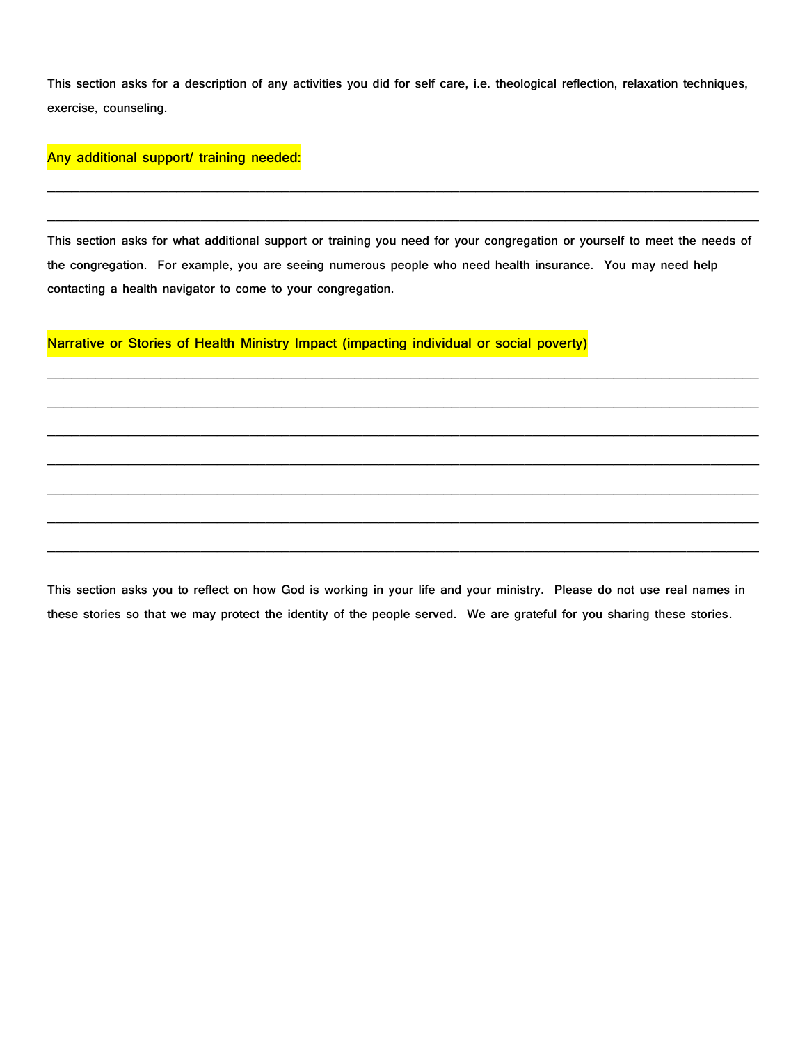This section asks for a description of any activities you did for self care, i.e. theological reflection, relaxation techniques, exercise, counseling.

**Any additional support/ training needed:**

\_\_\_\_\_\_\_\_\_\_\_\_\_\_\_\_\_\_\_\_\_\_\_\_\_\_\_\_\_\_\_\_\_\_\_\_\_\_\_\_\_\_\_\_\_\_\_\_\_\_\_\_\_\_\_\_\_\_\_\_\_\_\_\_\_\_\_\_\_\_\_\_\_\_\_\_\_\_

\_\_\_\_\_\_\_\_\_\_\_\_\_\_\_\_\_\_\_\_\_\_\_\_\_\_\_\_\_\_\_\_\_\_\_\_\_\_\_\_\_\_\_\_\_\_\_\_\_\_\_\_\_\_\_\_\_\_\_\_\_\_\_\_\_\_\_\_\_\_\_\_\_\_\_\_\_\_

This section asks for what additional support or training you need for your congregation or yourself to meet the needs of the congregation. For example, you are seeing numerous people who need health insurance. You may need help contacting a health navigator to come to your congregation.

**Narrative or Stories of Health Ministry Impact (impacting individual or social poverty)**

\_\_\_\_\_\_\_\_\_\_\_\_\_\_\_\_\_\_\_\_\_\_\_\_\_\_\_\_\_\_\_\_\_\_\_\_\_\_\_\_\_\_\_\_\_\_\_\_\_\_\_\_\_\_\_\_\_\_\_\_\_\_\_\_\_\_\_\_\_\_\_\_\_\_\_\_\_\_

\_\_\_\_\_\_\_\_\_\_\_\_\_\_\_\_\_\_\_\_\_\_\_\_\_\_\_\_\_\_\_\_\_\_\_\_\_\_\_\_\_\_\_\_\_\_\_\_\_\_\_\_\_\_\_\_\_\_\_\_\_\_\_\_\_\_\_\_\_\_\_\_\_\_\_\_\_\_

\_\_\_\_\_\_\_\_\_\_\_\_\_\_\_\_\_\_\_\_\_\_\_\_\_\_\_\_\_\_\_\_\_\_\_\_\_\_\_\_\_\_\_\_\_\_\_\_\_\_\_\_\_\_\_\_\_\_\_\_\_\_\_\_\_\_\_\_\_\_\_\_\_\_\_\_\_\_

\_\_\_\_\_\_\_\_\_\_\_\_\_\_\_\_\_\_\_\_\_\_\_\_\_\_\_\_\_\_\_\_\_\_\_\_\_\_\_\_\_\_\_\_\_\_\_\_\_\_\_\_\_\_\_\_\_\_\_\_\_\_\_\_\_\_\_\_\_\_\_\_\_\_\_\_\_\_

\_\_\_\_\_\_\_\_\_\_\_\_\_\_\_\_\_\_\_\_\_\_\_\_\_\_\_\_\_\_\_\_\_\_\_\_\_\_\_\_\_\_\_\_\_\_\_\_\_\_\_\_\_\_\_\_\_\_\_\_\_\_\_\_\_\_\_\_\_\_\_\_\_\_\_\_\_\_

\_\_\_\_\_\_\_\_\_\_\_\_\_\_\_\_\_\_\_\_\_\_\_\_\_\_\_\_\_\_\_\_\_\_\_\_\_\_\_\_\_\_\_\_\_\_\_\_\_\_\_\_\_\_\_\_\_\_\_\_\_\_\_\_\_\_\_\_\_\_\_\_\_\_\_\_\_\_

\_\_\_\_\_\_\_\_\_\_\_\_\_\_\_\_\_\_\_\_\_\_\_\_\_\_\_\_\_\_\_\_\_\_\_\_\_\_\_\_\_\_\_\_\_\_\_\_\_\_\_\_\_\_\_\_\_\_\_\_\_\_\_\_\_\_\_\_\_\_\_\_\_\_\_\_\_\_

This section asks you to reflect on how God is working in your life and your ministry. Please do not use real names in these stories so that we may protect the identity of the people served. We are grateful for you sharing these stories.